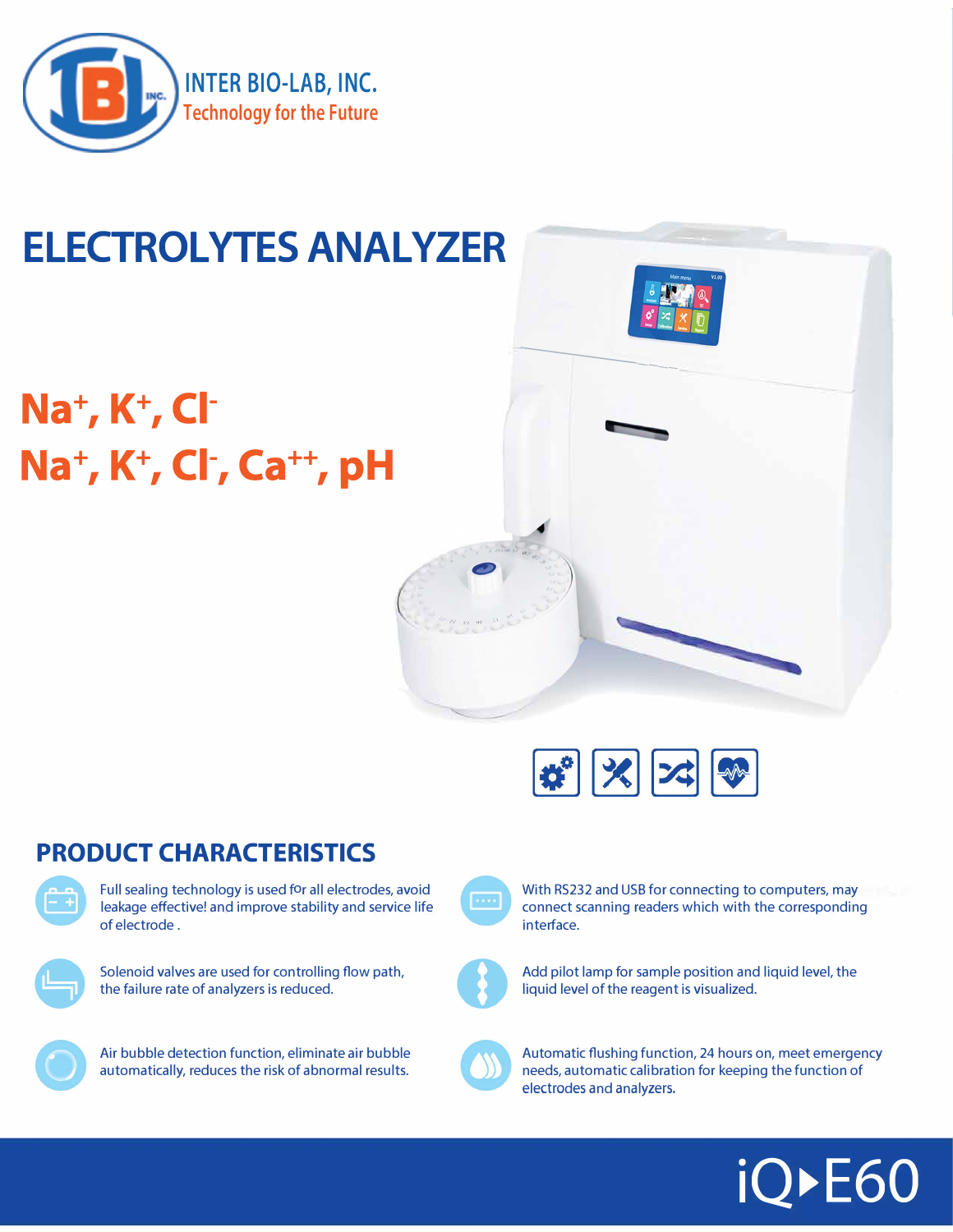INTER BIO-LAB, INC.
Technology for the Future

# ELECTROLYTES ANALYZER

## $Na^+$, $K^+$, $Cl^-$
## $Na^+$, $K^+$, $Cl^-$, $Ca^{++}$, pH

## PRODUCT CHARACTERISTICS

- Full sealing technology is used for all electrodes, avoid leakage effective! and improve stability and service life of electrode .
- With RS232 and USB for connecting to computers, may connect scanning readers which with the corresponding interface.
- Solenoid valves are used for controlling flow path, the failure rate of analyzers is reduced.
- Add pilot lamp for sample position and liquid level, the liquid level of the reagent is visualized.
- Air bubble detection function, eliminate air bubble automatically, reduces the risk of abnormal results.
- Automatic flushing function, 24 hours on, meet emergency needs, automatic calibration for keeping the function of electrodes and analyzers.

iQ▸E60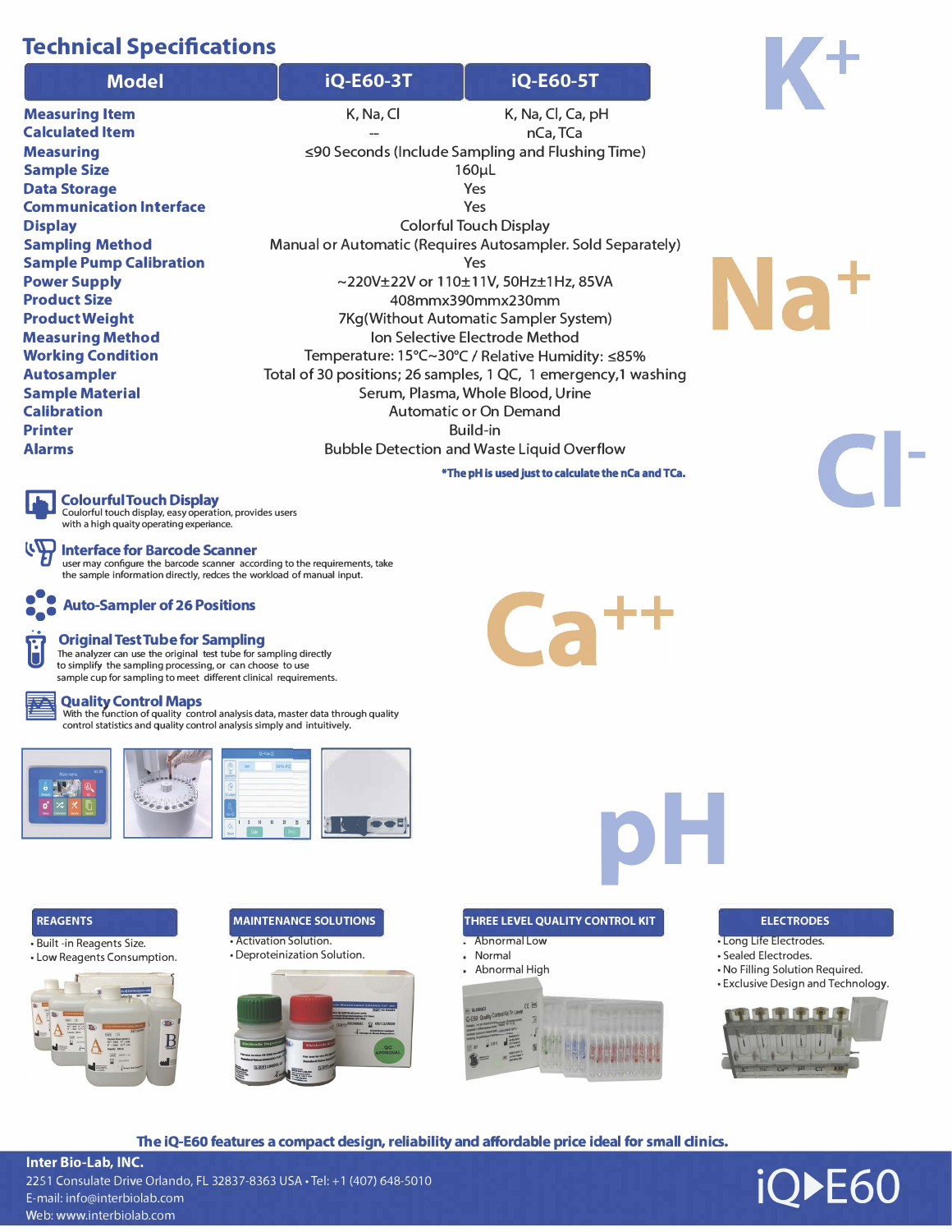## Technical Specifications

| Model | iQ-E60-3T | iQ-E60-5T |
|---|---|---|
| Measuring Item | K, Na, Cl | K, Na, Cl, Ca, pH |
| Calculated Item | -- | nCa, TCa |
| Measuring | ≤90 Seconds (Include Sampling and Flushing Time) | |
| Sample Size | 160µL | |
| Data Storage | Yes | |
| Communication Interface | Yes | |
| Display | Colorful Touch Display | |
| Sampling Method | Manual or Automatic (Requires Autosampler. Sold Separately) | |
| Sample Pump Calibration | Yes | |
| Power Supply | ~220V±22V or 110±11V, 50Hz±1Hz, 85VA | |
| Product Size | 408mmx390mmx230mm | |
| Product Weight | 7Kg(Without Automatic Sampler System) | |
| Measuring Method | Ion Selective Electrode Method | |
| Working Condition | Temperature: 15°C~30°C / Relative Humidity: ≤85% | |
| Autosampler | Total of 30 positions; 26 samples, 1 QC, 1 emergency,1 washing | |
| Sample Material | Serum, Plasma, Whole Blood, Urine | |
| Calibration | Automatic or On Demand | |
| Printer | Build-in | |
| Alarms | Bubble Detection and Waste Liquid Overflow | |

***The pH is used just to calculate the nCa and TCa.**

K+ Na+ Cl- Ca++ pH

### Colourful Touch Display
Coulorful touch display, easy operation, provides users with a high quaity operating experiance.

### Interface for Barcode Scanner
user may configure the barcode scanner according to the requirements, take the sample information directly, redces the workload of manual input.

### Auto-Sampler of 26 Positions

### Original Test Tube for Sampling
The analyzer can use the original test tube for sampling directly to simplify the sampling processing, or can choose to use sample cup for sampling to meet different clinical requirements.

### Quality Control Maps
With the function of quality control analysis data, master data through quality control statistics and quality control analysis simply and intuitively.

**REAGENTS**
- Built -in Reagents Size.
- Low Reagents Consumption.

**MAINTENANCE SOLUTIONS**
- Activation Solution.
- Deproteinization Solution.

**THREE LEVEL QUALITY CONTROL KIT**
- Abnormal Low
- Normal
- Abnormal High

**ELECTRODES**
- Long Life Electrodes.
- Sealed Electrodes.
- No Filling Solution Required.
- Exclusive Design and Technology.

**The iQ-E60 features a compact design, reliability and affordable price ideal for small clinics.**

**Inter Bio-Lab, INC.**
2251 Consulate Drive Orlando, FL 32837-8363 USA • Tel: +1 (407) 648-5010
E-mail: info@interbiolab.com
Web: www.interbiolab.com

iQ▸E60